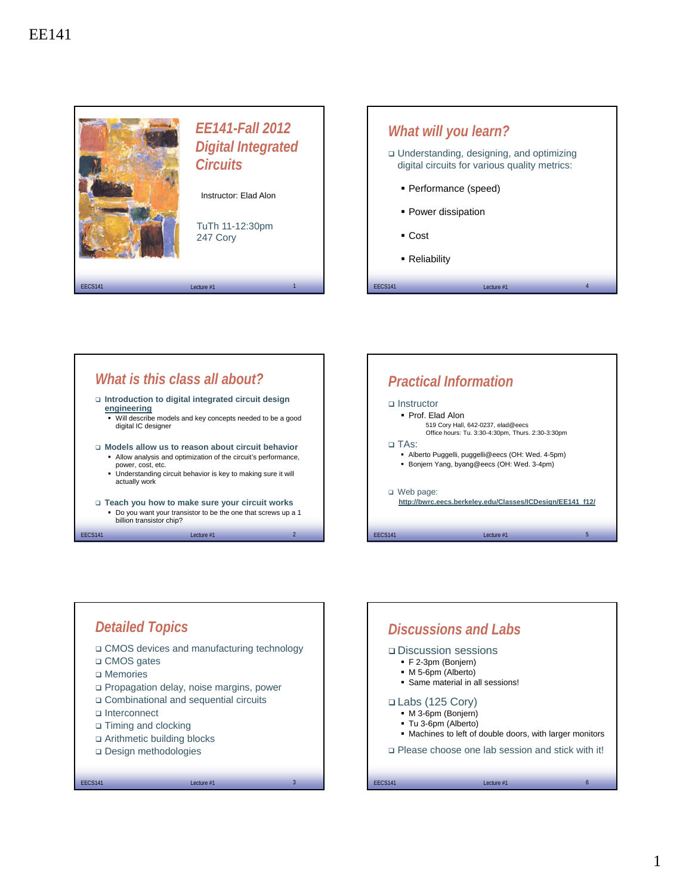# EE141

## EE141-Fall 2012 Digital Integrated Circuits

Instructor: Elad Alon

TuTh 11-12:30pm
247 Cory

## What is this class all about?

- **Introduction to digital integrated circuit design <u>engineering</u>**
  - Will describe models and key concepts needed to be a good digital IC designer
- **Models allow us to reason about circuit behavior**
  - Allow analysis and optimization of the circuit's performance, power, cost, etc.
  - Understanding circuit behavior is key to making sure it will actually work
- **Teach you how to make sure your circuit works**
  - Do you want your transistor to be the one that screws up a 1 billion transistor chip?

## Detailed Topics

- CMOS devices and manufacturing technology
- CMOS gates
- Memories
- Propagation delay, noise margins, power
- Combinational and sequential circuits
- Interconnect
- Timing and clocking
- Arithmetic building blocks
- Design methodologies

## What will you learn?

- Understanding, designing, and optimizing digital circuits for various quality metrics:
  - Performance (speed)
  - Power dissipation
  - Cost
  - Reliability

## Practical Information

- Instructor
  - Prof. Elad Alon
    519 Cory Hall, 642-0237, elad@eecs
    Office hours: Tu. 3:30-4:30pm, Thurs. 2:30-3:30pm
- TAs:
  - Alberto Puggelli, puggelli@eecs (OH: Wed. 4-5pm)
  - Bonjern Yang, byang@eecs (OH: Wed. 3-4pm)
- Web page:
  **http://bwrc.eecs.berkeley.edu/Classes/ICDesign/EE141_f12/**

## Discussions and Labs

- Discussion sessions
  - F 2-3pm (Bonjern)
  - M 5-6pm (Alberto)
  - Same material in all sessions!
- Labs (125 Cory)
  - M 3-6pm (Bonjern)
  - Tu 3-6pm (Alberto)
  - Machines to left of double doors, with larger monitors
- Please choose one lab session and stick with it!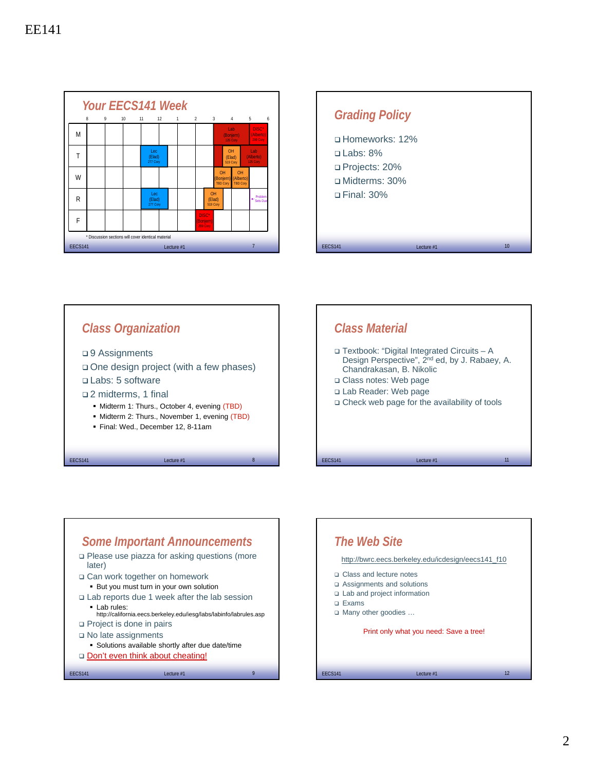# EE141

## Your EECS141 Week

| | 8 | 9 | 10 | 11 | 12 | 1 | 2 | 3 | 4 | 5 | 6 |
|---|---|---|---|---|---|---|---|---|---|---|---|
| M | | | | | | | | Lab (Bonjern) 125 Cory | | DISC* (Alberto) 293 Cory | |
| T | | | | Lec (Elad) 277 Cory | | | | OH (Elad) 519 Cory | Lab (Alberto) 125 Cory | | |
| W | | | | | | | | OH (Bonjern) TBD Cory | OH (Alberto) TBD Cory | | |
| R | | | | Lec (Elad) 277 Cory | | | OH (Elad) 519 Cory | | | Problem Sets Due | |
| F | | | | | | | DISC* (Bonjern) 293 Cory | | | | |

\* Discussion sections will cover identical material

## Grading Policy

- Homeworks: 12%
- Labs: 8%
- Projects: 20%
- Midterms: 30%
- Final: 30%

## Class Organization

- 9 Assignments
- One design project (with a few phases)
- Labs: 5 software
- 2 midterms, 1 final
  - Midterm 1: Thurs., October 4, evening (TBD)
  - Midterm 2: Thurs., November 1, evening (TBD)
  - Final: Wed., December 12, 8-11am

## Class Material

- Textbook: "Digital Integrated Circuits – A Design Perspective", 2nd ed, by J. Rabaey, A. Chandrakasan, B. Nikolic
- Class notes: Web page
- Lab Reader: Web page
- Check web page for the availability of tools

## Some Important Announcements

- Please use piazza for asking questions (more later)
- Can work together on homework
  - But you must turn in your own solution
- Lab reports due 1 week after the lab session
  - Lab rules: http://california.eecs.berkeley.edu/iesg/labs/labinfo/labrules.asp
- Project is done in pairs
- No late assignments
  - Solutions available shortly after due date/time
- Don't even think about cheating!

## The Web Site

http://bwrc.eecs.berkeley.edu/icdesign/eecs141_f10

- Class and lecture notes
- Assignments and solutions
- Lab and project information
- Exams
- Many other goodies …

Print only what you need: Save a tree!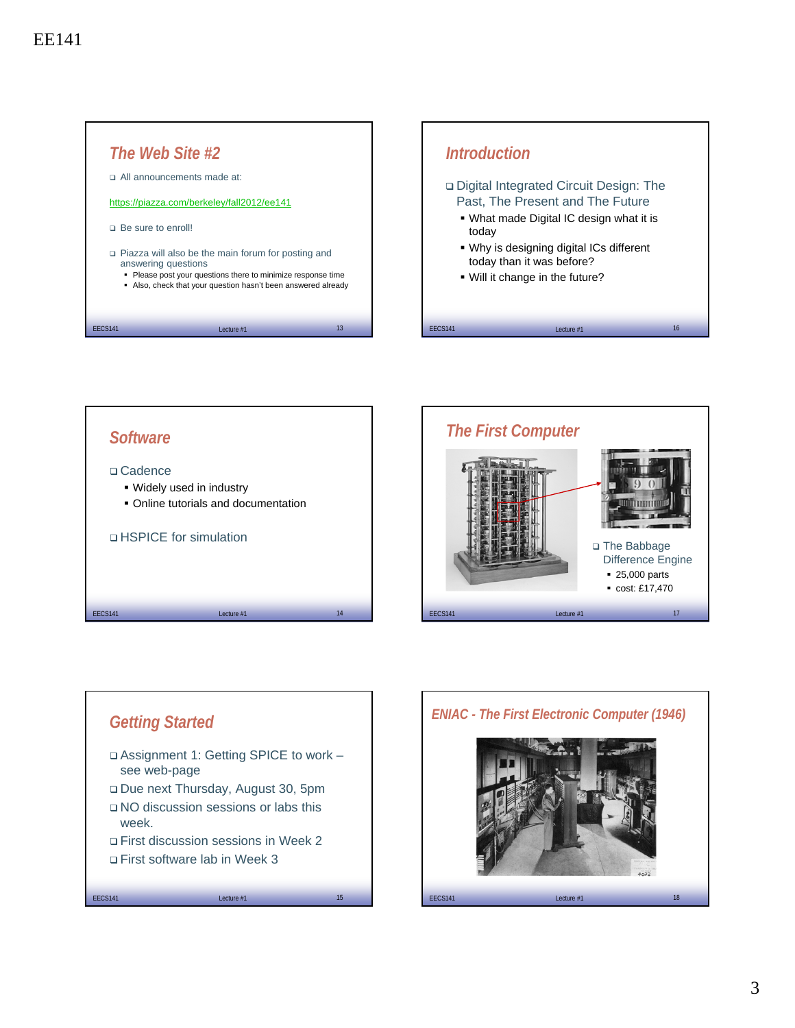## The Web Site #2

- All announcements made at:

https://piazza.com/berkeley/fall2012/ee141

- Be sure to enroll!
- Piazza will also be the main forum for posting and answering questions
  - Please post your questions there to minimize response time
  - Also, check that your question hasn't been answered already

## Software

- Cadence
  - Widely used in industry
  - Online tutorials and documentation
- HSPICE for simulation

## Getting Started

- Assignment 1: Getting SPICE to work – see web-page
- Due next Thursday, August 30, 5pm
- NO discussion sessions or labs this week.
- First discussion sessions in Week 2
- First software lab in Week 3

## Introduction

- Digital Integrated Circuit Design: The Past, The Present and The Future
  - What made Digital IC design what it is today
  - Why is designing digital ICs different today than it was before?
  - Will it change in the future?

## The First Computer

- The Babbage Difference Engine
  - 25,000 parts
  - cost: £17,470

## ENIAC - The First Electronic Computer (1946)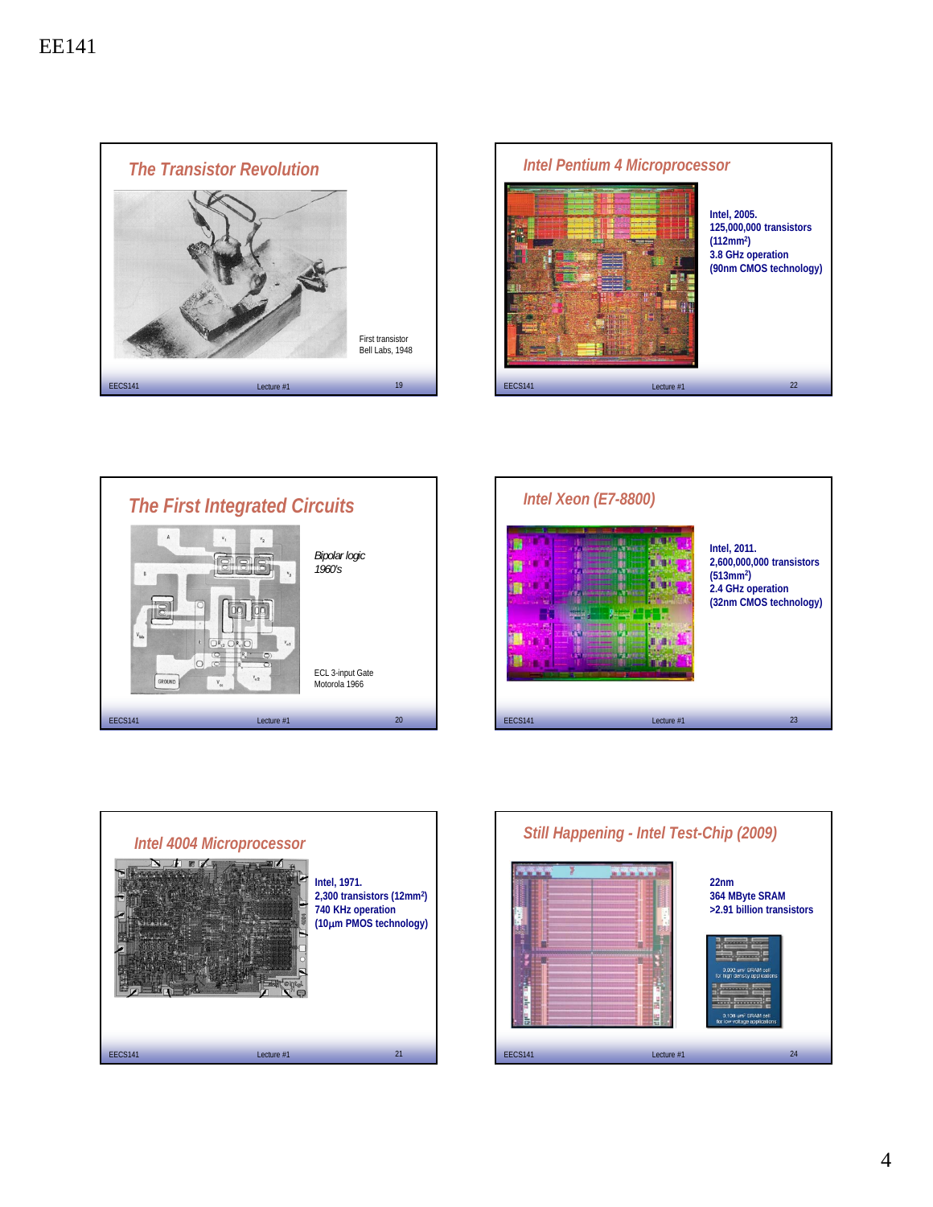## The Transistor Revolution

First transistor
Bell Labs, 1948

## The First Integrated Circuits

*Bipolar logic*
*1960's*

ECL 3-input Gate
Motorola 1966

## Intel 4004 Microprocessor

**Intel, 1971.**
**2,300 transistors (12mm$^2$)**
**740 KHz operation**
**(10$\mu$m PMOS technology)**

## Intel Pentium 4 Microprocessor

**Intel, 2005.**
**125,000,000 transistors**
**(112mm$^2$)**
**3.8 GHz operation**
**(90nm CMOS technology)**

## Intel Xeon (E7-8800)

**Intel, 2011.**
**2,600,000,000 transistors**
**(513mm$^2$)**
**2.4 GHz operation**
**(32nm CMOS technology)**

## Still Happening - Intel Test-Chip (2009)

**22nm**
**364 MByte SRAM**
**>2.91 billion transistors**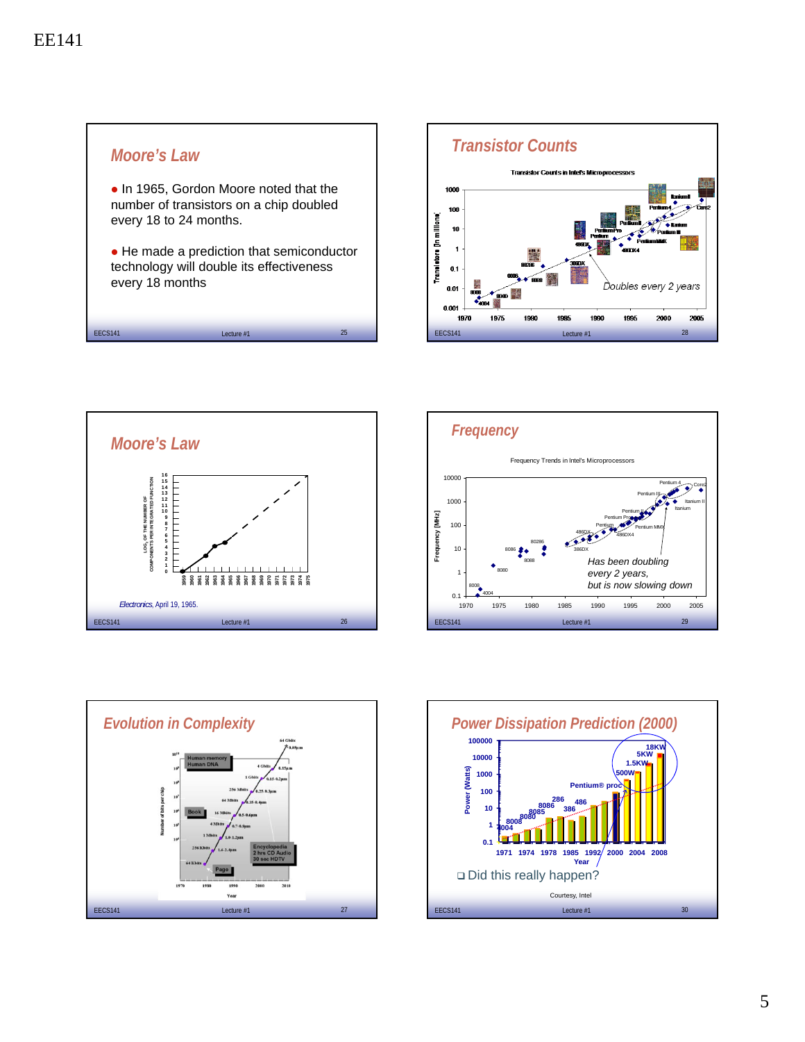## Moore's Law

- In 1965, Gordon Moore noted that the number of transistors on a chip doubled every 18 to 24 months.
- He made a prediction that semiconductor technology will double its effectiveness every 18 months

## Transistor Counts

Transistor Counts in Intel's Microprocessors

Doubles every 2 years

## Moore's Law

*Electronics*, April 19, 1965.

## Frequency

Frequency Trends in Intel's Microprocessors

Has been doubling every 2 years, but is now slowing down

## Evolution in Complexity

## Power Dissipation Prediction (2000)

- Did this really happen?

Courtesy, Intel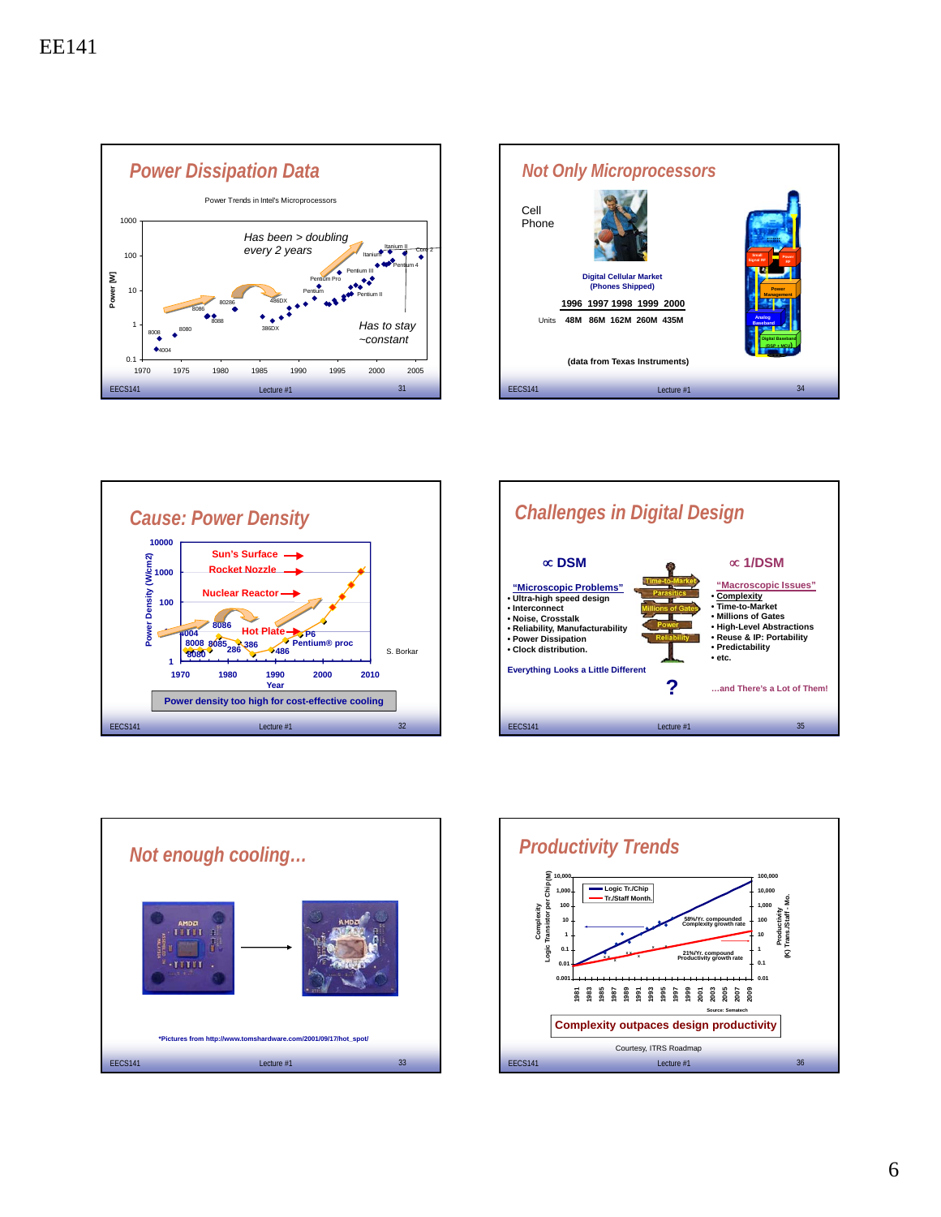EE141

## Power Dissipation Data

Power Trends in Intel's Microprocessors

Has been > doubling every 2 years

Has to stay ~constant

## Not Only Microprocessors

Cell Phone

Digital Cellular Market (Phones Shipped)

| | 1996 | 1997 | 1998 | 1999 | 2000 |
|---|---|---|---|---|---|
| Units | 48M | 86M | 162M | 260M | 435M |

(data from Texas Instruments)

## Cause: Power Density

Power density too high for cost-effective cooling

S. Borkar

## Challenges in Digital Design

**∝ DSM**

"Microscopic Problems"

- Ultra-high speed design
- Interconnect
- Noise, Crosstalk
- Reliability, Manufacturability
- Power Dissipation
- Clock distribution.

Everything Looks a Little Different

**∝ 1/DSM**

"Macroscopic Issues"

- Complexity
- Time-to-Market
- Millions of Gates
- High-Level Abstractions
- Reuse & IP: Portability
- Predictability
- etc.

?

…and There's a Lot of Them!

## Not enough cooling…

*Pictures from http://www.tomshardware.com/2001/09/17/hot_spot/

## Productivity Trends

Complexity outpaces design productivity

Courtesy, ITRS Roadmap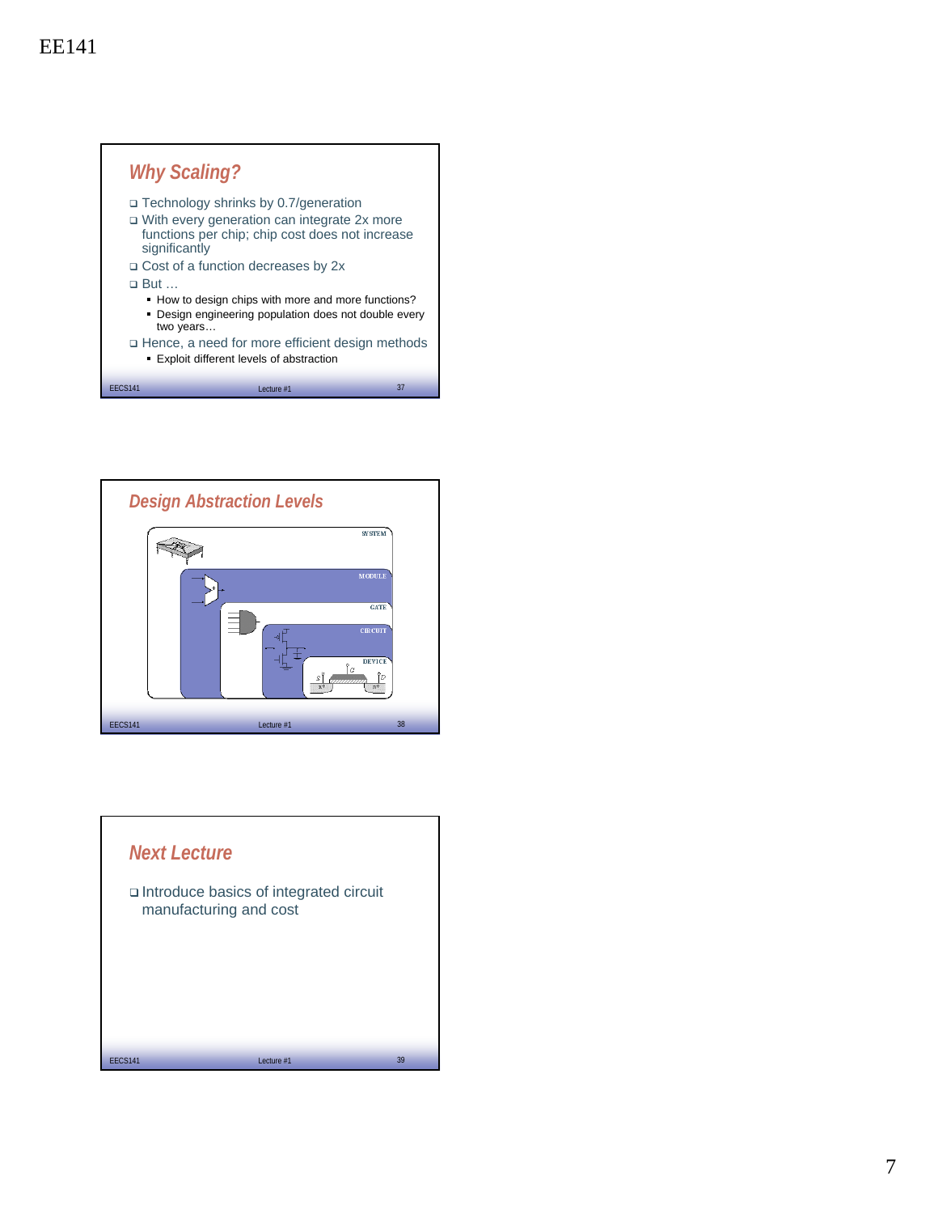## Why Scaling?

- Technology shrinks by 0.7/generation
- With every generation can integrate 2x more functions per chip; chip cost does not increase significantly
- Cost of a function decreases by 2x
- But …
  - How to design chips with more and more functions?
  - Design engineering population does not double every two years…
- Hence, a need for more efficient design methods
  - Exploit different levels of abstraction

## Design Abstraction Levels

SYSTEM

MODULE

GATE

CIRCUIT

DEVICE

## Next Lecture

- Introduce basics of integrated circuit manufacturing and cost